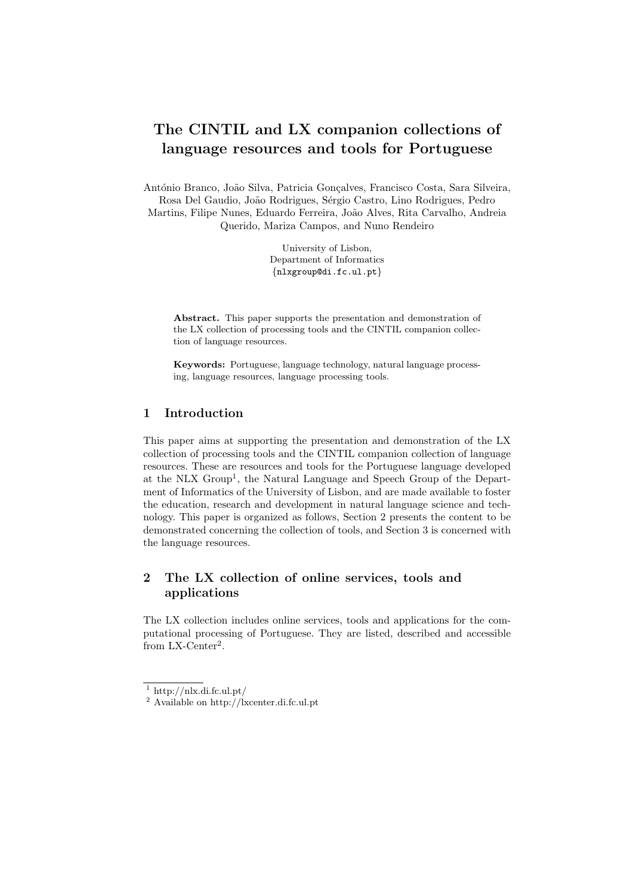# The CINTIL and LX companion collections of language resources and tools for Portuguese

António Branco, João Silva, Patricia Gonçalves, Francisco Costa, Sara Silveira, Rosa Del Gaudio, João Rodrigues, Sérgio Castro, Lino Rodrigues, Pedro Martins, Filipe Nunes, Eduardo Ferreira, João Alves, Rita Carvalho, Andreia Querido, Mariza Campos, and Nuno Rendeiro

University of Lisbon,
Department of Informatics
{nlxgroup@di.fc.ul.pt}

**Abstract.** This paper supports the presentation and demonstration of the LX collection of processing tools and the CINTIL companion collection of language resources.

**Keywords:** Portuguese, language technology, natural language processing, language resources, language processing tools.

## 1 Introduction

This paper aims at supporting the presentation and demonstration of the LX collection of processing tools and the CINTIL companion collection of language resources. These are resources and tools for the Portuguese language developed at the NLX Group[1], the Natural Language and Speech Group of the Department of Informatics of the University of Lisbon, and are made available to foster the education, research and development in natural language science and technology. This paper is organized as follows, Section 2 presents the content to be demonstrated concerning the collection of tools, and Section 3 is concerned with the language resources.

## 2 The LX collection of online services, tools and applications

The LX collection includes online services, tools and applications for the computational processing of Portuguese. They are listed, described and accessible from LX-Center[2].

[1] http://nlx.di.fc.ul.pt/
[2] Available on http://lxcenter.di.fc.ul.pt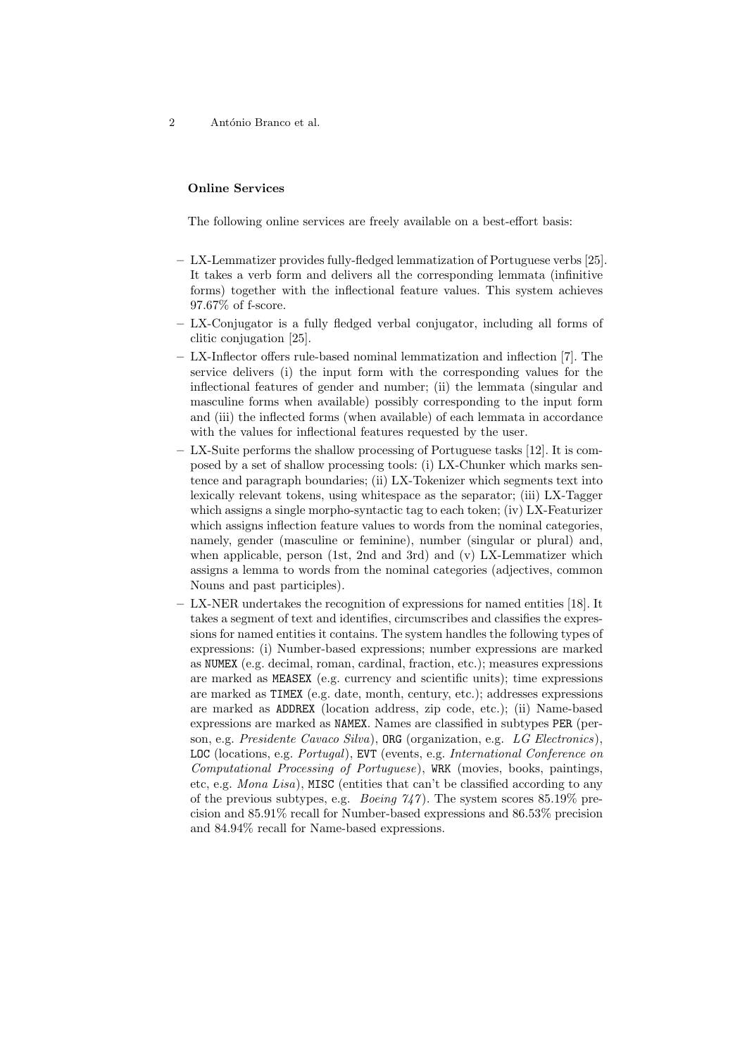**Online Services**

The following online services are freely available on a best-effort basis:

- LX-Lemmatizer provides fully-fledged lemmatization of Portuguese verbs [25]. It takes a verb form and delivers all the corresponding lemmata (infinitive forms) together with the inflectional feature values. This system achieves 97.67% of f-score.
- LX-Conjugator is a fully fledged verbal conjugator, including all forms of clitic conjugation [25].
- LX-Inflector offers rule-based nominal lemmatization and inflection [7]. The service delivers (i) the input form with the corresponding values for the inflectional features of gender and number; (ii) the lemmata (singular and masculine forms when available) possibly corresponding to the input form and (iii) the inflected forms (when available) of each lemmata in accordance with the values for inflectional features requested by the user.
- LX-Suite performs the shallow processing of Portuguese tasks [12]. It is composed by a set of shallow processing tools: (i) LX-Chunker which marks sentence and paragraph boundaries; (ii) LX-Tokenizer which segments text into lexically relevant tokens, using whitespace as the separator; (iii) LX-Tagger which assigns a single morpho-syntactic tag to each token; (iv) LX-Featurizer which assigns inflection feature values to words from the nominal categories, namely, gender (masculine or feminine), number (singular or plural) and, when applicable, person (1st, 2nd and 3rd) and (v) LX-Lemmatizer which assigns a lemma to words from the nominal categories (adjectives, common Nouns and past participles).
- LX-NER undertakes the recognition of expressions for named entities [18]. It takes a segment of text and identifies, circumscribes and classifies the expressions for named entities it contains. The system handles the following types of expressions: (i) Number-based expressions; number expressions are marked as `NUMEX` (e.g. decimal, roman, cardinal, fraction, etc.); measures expressions are marked as `MEASEX` (e.g. currency and scientific units); time expressions are marked as `TIMEX` (e.g. date, month, century, etc.); addresses expressions are marked as `ADDREX` (location address, zip code, etc.); (ii) Name-based expressions are marked as `NAMEX`. Names are classified in subtypes `PER` (person, e.g. *Presidente Cavaco Silva*), `ORG` (organization, e.g. *LG Electronics*), `LOC` (locations, e.g. *Portugal*), `EVT` (events, e.g. *International Conference on Computational Processing of Portuguese*), `WRK` (movies, books, paintings, etc, e.g. *Mona Lisa*), `MISC` (entities that can't be classified according to any of the previous subtypes, e.g. *Boeing 747*). The system scores 85.19% precision and 85.91% recall for Number-based expressions and 86.53% precision and 84.94% recall for Name-based expressions.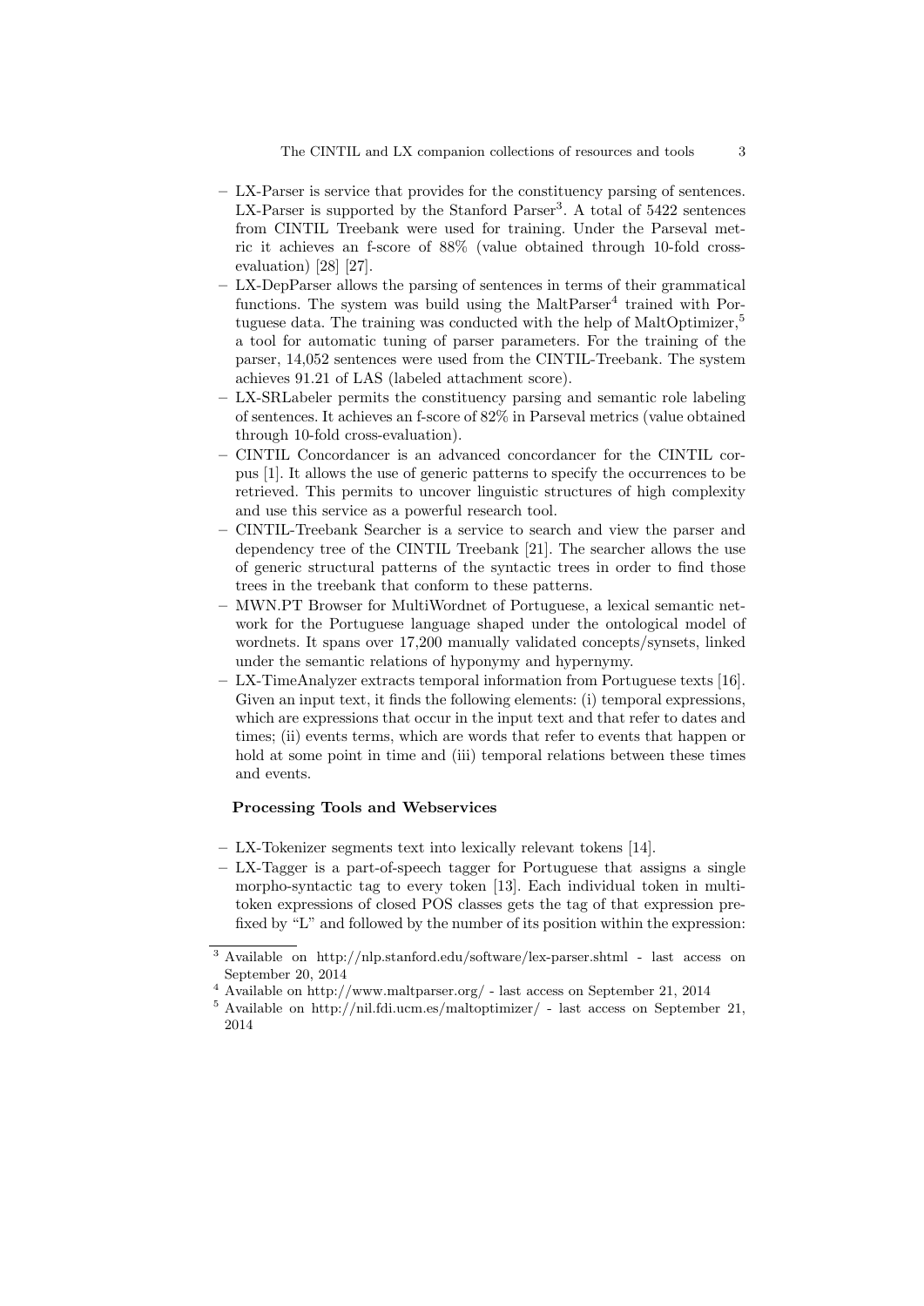- LX-Parser is service that provides for the constituency parsing of sentences. LX-Parser is supported by the Stanford Parser[3]. A total of 5422 sentences from CINTIL Treebank were used for training. Under the Parseval metric it achieves an f-score of 88% (value obtained through 10-fold cross-evaluation) [28] [27].
- LX-DepParser allows the parsing of sentences in terms of their grammatical functions. The system was build using the MaltParser[4] trained with Portuguese data. The training was conducted with the help of MaltOptimizer,[5] a tool for automatic tuning of parser parameters. For the training of the parser, 14,052 sentences were used from the CINTIL-Treebank. The system achieves 91.21 of LAS (labeled attachment score).
- LX-SRLabeler permits the constituency parsing and semantic role labeling of sentences. It achieves an f-score of 82% in Parseval metrics (value obtained through 10-fold cross-evaluation).
- CINTIL Concordancer is an advanced concordancer for the CINTIL corpus [1]. It allows the use of generic patterns to specify the occurrences to be retrieved. This permits to uncover linguistic structures of high complexity and use this service as a powerful research tool.
- CINTIL-Treebank Searcher is a service to search and view the parser and dependency tree of the CINTIL Treebank [21]. The searcher allows the use of generic structural patterns of the syntactic trees in order to find those trees in the treebank that conform to these patterns.
- MWN.PT Browser for MultiWordnet of Portuguese, a lexical semantic network for the Portuguese language shaped under the ontological model of wordnets. It spans over 17,200 manually validated concepts/synsets, linked under the semantic relations of hyponymy and hypernymy.
- LX-TimeAnalyzer extracts temporal information from Portuguese texts [16]. Given an input text, it finds the following elements: (i) temporal expressions, which are expressions that occur in the input text and that refer to dates and times; (ii) events terms, which are words that refer to events that happen or hold at some point in time and (iii) temporal relations between these times and events.

**Processing Tools and Webservices**

- LX-Tokenizer segments text into lexically relevant tokens [14].
- LX-Tagger is a part-of-speech tagger for Portuguese that assigns a single morpho-syntactic tag to every token [13]. Each individual token in multi-token expressions of closed POS classes gets the tag of that expression prefixed by "L" and followed by the number of its position within the expression:

[3] Available on http://nlp.stanford.edu/software/lex-parser.shtml - last access on September 20, 2014

[4] Available on http://www.maltparser.org/ - last access on September 21, 2014

[5] Available on http://nil.fdi.ucm.es/maltoptimizer/ - last access on September 21, 2014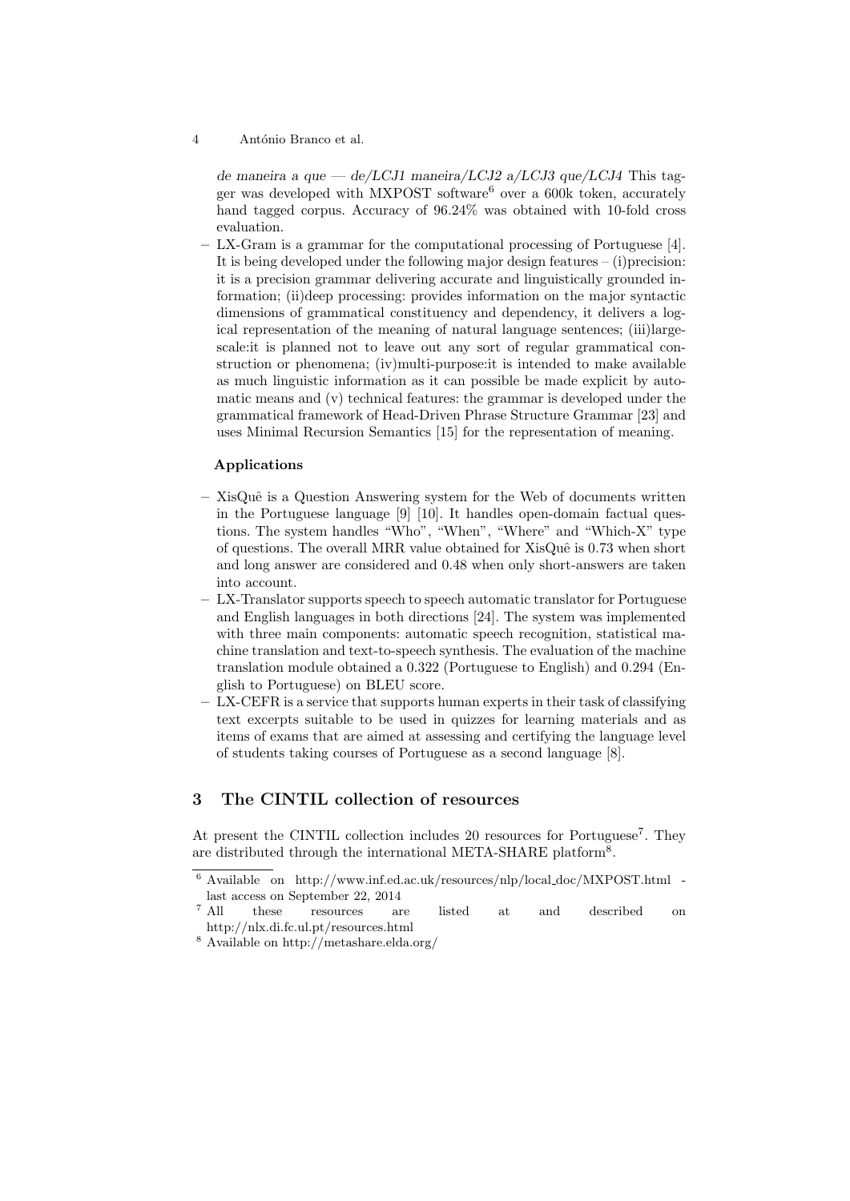*de maneira a que — de/LCJ1 maneira/LCJ2 a/LCJ3 que/LCJ4* This tagger was developed with MXPOST software[6] over a 600k token, accurately hand tagged corpus. Accuracy of 96.24% was obtained with 10-fold cross evaluation.

- LX-Gram is a grammar for the computational processing of Portuguese [4]. It is being developed under the following major design features – (i)precision: it is a precision grammar delivering accurate and linguistically grounded information; (ii)deep processing: provides information on the major syntactic dimensions of grammatical constituency and dependency, it delivers a logical representation of the meaning of natural language sentences; (iii)large-scale:it is planned not to leave out any sort of regular grammatical construction or phenomena; (iv)multi-purpose:it is intended to make available as much linguistic information as it can possible be made explicit by automatic means and (v) technical features: the grammar is developed under the grammatical framework of Head-Driven Phrase Structure Grammar [23] and uses Minimal Recursion Semantics [15] for the representation of meaning.

**Applications**

- XisQuê is a Question Answering system for the Web of documents written in the Portuguese language [9] [10]. It handles open-domain factual questions. The system handles "Who", "When", "Where" and "Which-X" type of questions. The overall MRR value obtained for XisQuê is 0.73 when short and long answer are considered and 0.48 when only short-answers are taken into account.
- LX-Translator supports speech to speech automatic translator for Portuguese and English languages in both directions [24]. The system was implemented with three main components: automatic speech recognition, statistical machine translation and text-to-speech synthesis. The evaluation of the machine translation module obtained a 0.322 (Portuguese to English) and 0.294 (English to Portuguese) on BLEU score.
- LX-CEFR is a service that supports human experts in their task of classifying text excerpts suitable to be used in quizzes for learning materials and as items of exams that are aimed at assessing and certifying the language level of students taking courses of Portuguese as a second language [8].

## 3 The CINTIL collection of resources

At present the CINTIL collection includes 20 resources for Portuguese[7]. They are distributed through the international META-SHARE platform[8].

[6] Available on http://www.inf.ed.ac.uk/resources/nlp/local_doc/MXPOST.html - last access on September 22, 2014

[7] All these resources are listed at and described on http://nlx.di.fc.ul.pt/resources.html

[8] Available on http://metashare.elda.org/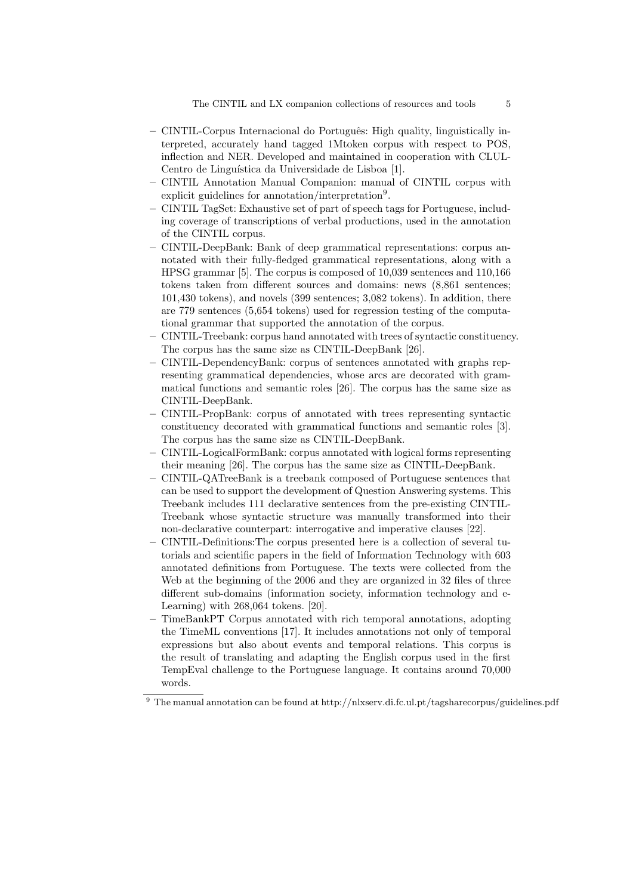- CINTIL-Corpus Internacional do Português: High quality, linguistically interpreted, accurately hand tagged 1Mtoken corpus with respect to POS, inflection and NER. Developed and maintained in cooperation with CLUL-Centro de Linguística da Universidade de Lisboa [1].
- CINTIL Annotation Manual Companion: manual of CINTIL corpus with explicit guidelines for annotation/interpretation[9].
- CINTIL TagSet: Exhaustive set of part of speech tags for Portuguese, including coverage of transcriptions of verbal productions, used in the annotation of the CINTIL corpus.
- CINTIL-DeepBank: Bank of deep grammatical representations: corpus annotated with their fully-fledged grammatical representations, along with a HPSG grammar [5]. The corpus is composed of 10,039 sentences and 110,166 tokens taken from different sources and domains: news (8,861 sentences; 101,430 tokens), and novels (399 sentences; 3,082 tokens). In addition, there are 779 sentences (5,654 tokens) used for regression testing of the computational grammar that supported the annotation of the corpus.
- CINTIL-Treebank: corpus hand annotated with trees of syntactic constituency. The corpus has the same size as CINTIL-DeepBank [26].
- CINTIL-DependencyBank: corpus of sentences annotated with graphs representing grammatical dependencies, whose arcs are decorated with grammatical functions and semantic roles [26]. The corpus has the same size as CINTIL-DeepBank.
- CINTIL-PropBank: corpus of annotated with trees representing syntactic constituency decorated with grammatical functions and semantic roles [3]. The corpus has the same size as CINTIL-DeepBank.
- CINTIL-LogicalFormBank: corpus annotated with logical forms representing their meaning [26]. The corpus has the same size as CINTIL-DeepBank.
- CINTIL-QATreeBank is a treebank composed of Portuguese sentences that can be used to support the development of Question Answering systems. This Treebank includes 111 declarative sentences from the pre-existing CINTIL-Treebank whose syntactic structure was manually transformed into their non-declarative counterpart: interrogative and imperative clauses [22].
- CINTIL-Definitions:The corpus presented here is a collection of several tutorials and scientific papers in the field of Information Technology with 603 annotated definitions from Portuguese. The texts were collected from the Web at the beginning of the 2006 and they are organized in 32 files of three different sub-domains (information society, information technology and e-Learning) with 268,064 tokens. [20].
- TimeBankPT Corpus annotated with rich temporal annotations, adopting the TimeML conventions [17]. It includes annotations not only of temporal expressions but also about events and temporal relations. This corpus is the result of translating and adapting the English corpus used in the first TempEval challenge to the Portuguese language. It contains around 70,000 words.

[9] The manual annotation can be found at http://nlxserv.di.fc.ul.pt/tagsharecorpus/guidelines.pdf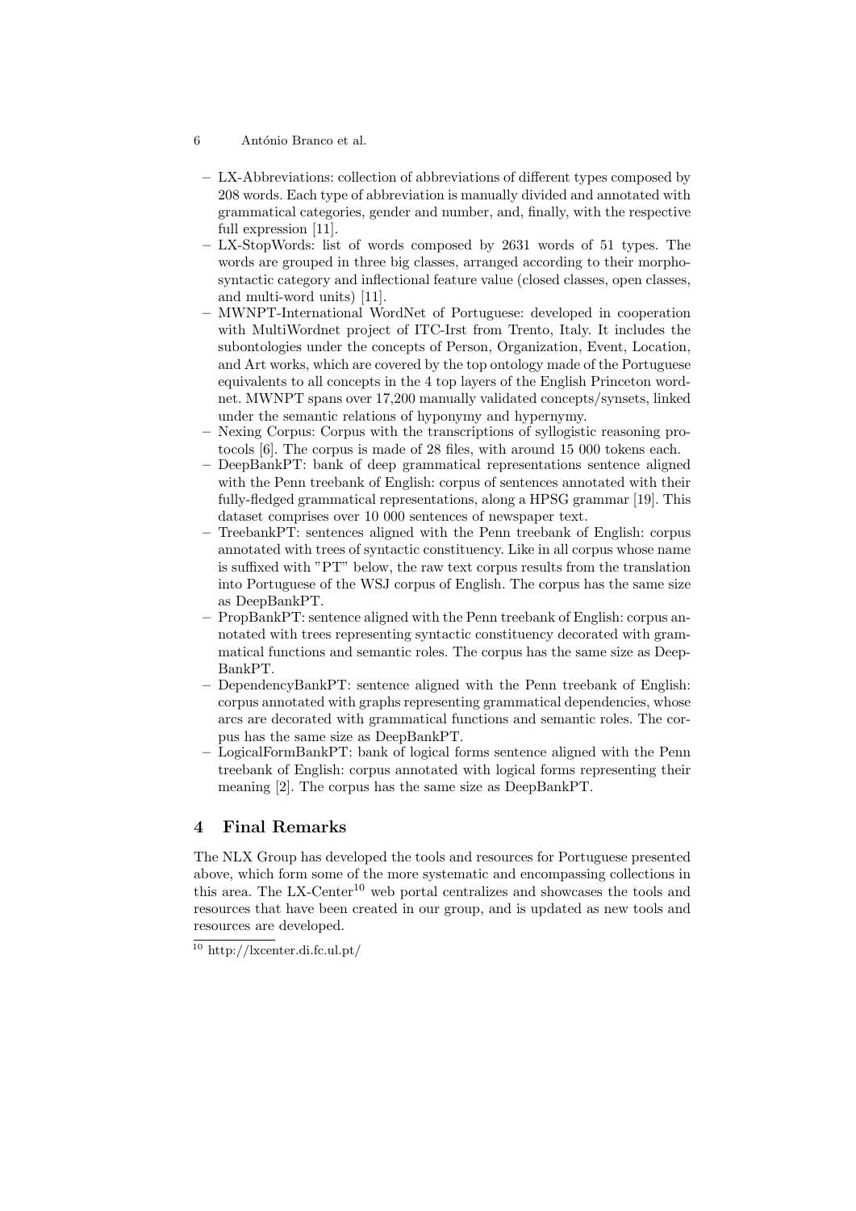- LX-Abbreviations: collection of abbreviations of different types composed by 208 words. Each type of abbreviation is manually divided and annotated with grammatical categories, gender and number, and, finally, with the respective full expression [11].
- LX-StopWords: list of words composed by 2631 words of 51 types. The words are grouped in three big classes, arranged according to their morphosyntactic category and inflectional feature value (closed classes, open classes, and multi-word units) [11].
- MWNPT-International WordNet of Portuguese: developed in cooperation with MultiWordnet project of ITC-Irst from Trento, Italy. It includes the subontologies under the concepts of Person, Organization, Event, Location, and Art works, which are covered by the top ontology made of the Portuguese equivalents to all concepts in the 4 top layers of the English Princeton wordnet. MWNPT spans over 17,200 manually validated concepts/synsets, linked under the semantic relations of hyponymy and hypernymy.
- Nexing Corpus: Corpus with the transcriptions of syllogistic reasoning protocols [6]. The corpus is made of 28 files, with around 15 000 tokens each.
- DeepBankPT: bank of deep grammatical representations sentence aligned with the Penn treebank of English: corpus of sentences annotated with their fully-fledged grammatical representations, along a HPSG grammar [19]. This dataset comprises over 10 000 sentences of newspaper text.
- TreebankPT: sentences aligned with the Penn treebank of English: corpus annotated with trees of syntactic constituency. Like in all corpus whose name is suffixed with "PT" below, the raw text corpus results from the translation into Portuguese of the WSJ corpus of English. The corpus has the same size as DeepBankPT.
- PropBankPT: sentence aligned with the Penn treebank of English: corpus annotated with trees representing syntactic constituency decorated with grammatical functions and semantic roles. The corpus has the same size as DeepBankPT.
- DependencyBankPT: sentence aligned with the Penn treebank of English: corpus annotated with graphs representing grammatical dependencies, whose arcs are decorated with grammatical functions and semantic roles. The corpus has the same size as DeepBankPT.
- LogicalFormBankPT: bank of logical forms sentence aligned with the Penn treebank of English: corpus annotated with logical forms representing their meaning [2]. The corpus has the same size as DeepBankPT.

## 4 Final Remarks

The NLX Group has developed the tools and resources for Portuguese presented above, which form some of the more systematic and encompassing collections in this area. The LX-Center[10] web portal centralizes and showcases the tools and resources that have been created in our group, and is updated as new tools and resources are developed.

[10] http://lxcenter.di.fc.ul.pt/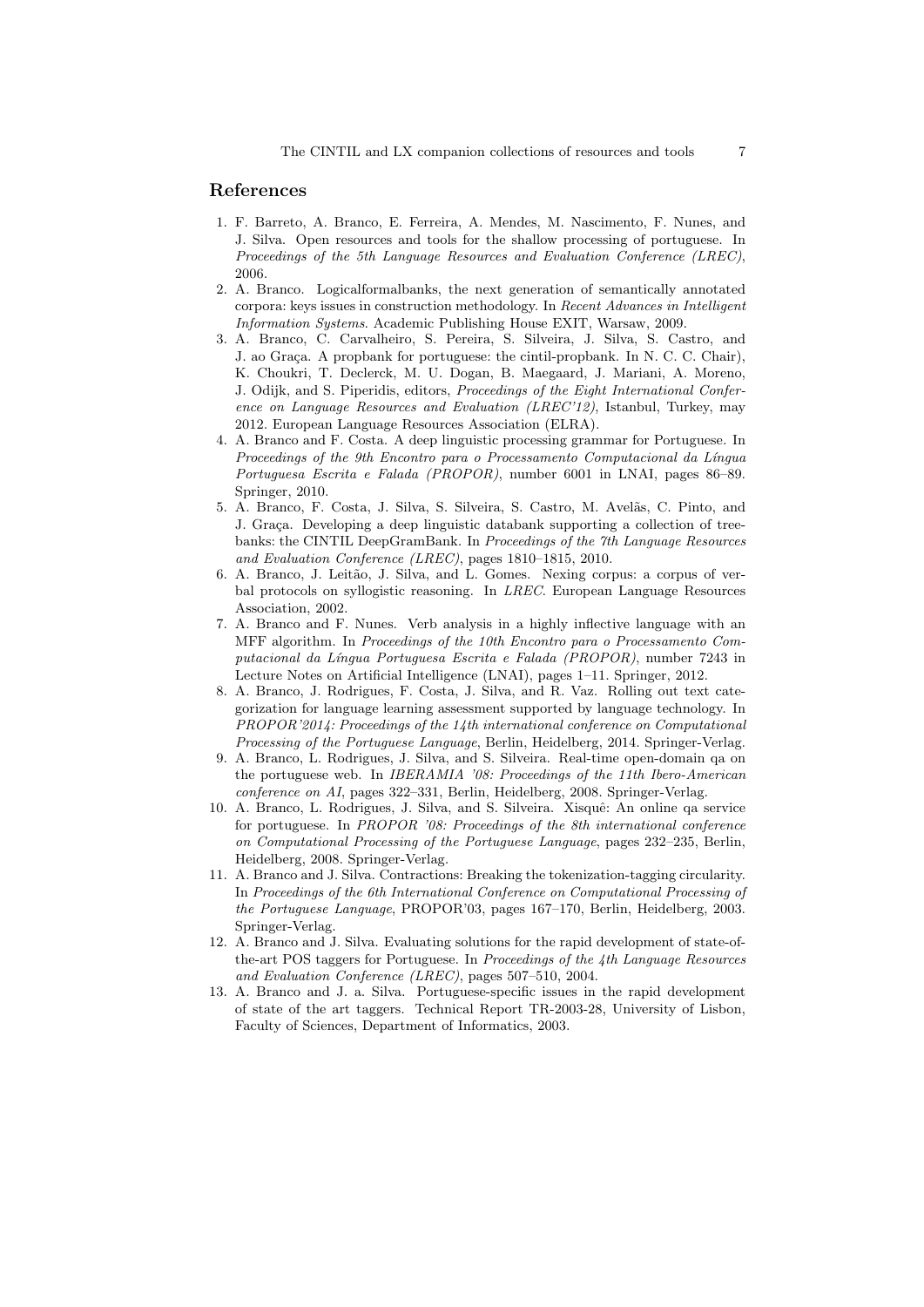## References

1. F. Barreto, A. Branco, E. Ferreira, A. Mendes, M. Nascimento, F. Nunes, and J. Silva. Open resources and tools for the shallow processing of portuguese. In *Proceedings of the 5th Language Resources and Evaluation Conference (LREC)*, 2006.
2. A. Branco. Logicalformalbanks, the next generation of semantically annotated corpora: keys issues in construction methodology. In *Recent Advances in Intelligent Information Systems*. Academic Publishing House EXIT, Warsaw, 2009.
3. A. Branco, C. Carvalheiro, S. Pereira, S. Silveira, J. Silva, S. Castro, and J. ao Graça. A propbank for portuguese: the cintil-propbank. In N. C. C. Chair), K. Choukri, T. Declerck, M. U. Dogan, B. Maegaard, J. Mariani, A. Moreno, J. Odijk, and S. Piperidis, editors, *Proceedings of the Eight International Conference on Language Resources and Evaluation (LREC'12)*, Istanbul, Turkey, may 2012. European Language Resources Association (ELRA).
4. A. Branco and F. Costa. A deep linguistic processing grammar for Portuguese. In *Proceedings of the 9th Encontro para o Processamento Computacional da Língua Portuguesa Escrita e Falada (PROPOR)*, number 6001 in LNAI, pages 86–89. Springer, 2010.
5. A. Branco, F. Costa, J. Silva, S. Silveira, S. Castro, M. Avelãs, C. Pinto, and J. Graça. Developing a deep linguistic databank supporting a collection of treebanks: the CINTIL DeepGramBank. In *Proceedings of the 7th Language Resources and Evaluation Conference (LREC)*, pages 1810–1815, 2010.
6. A. Branco, J. Leitão, J. Silva, and L. Gomes. Nexing corpus: a corpus of verbal protocols on syllogistic reasoning. In *LREC*. European Language Resources Association, 2002.
7. A. Branco and F. Nunes. Verb analysis in a highly inflective language with an MFF algorithm. In *Proceedings of the 10th Encontro para o Processamento Computacional da Língua Portuguesa Escrita e Falada (PROPOR)*, number 7243 in Lecture Notes on Artificial Intelligence (LNAI), pages 1–11. Springer, 2012.
8. A. Branco, J. Rodrigues, F. Costa, J. Silva, and R. Vaz. Rolling out text categorization for language learning assessment supported by language technology. In *PROPOR'2014: Proceedings of the 14th international conference on Computational Processing of the Portuguese Language*, Berlin, Heidelberg, 2014. Springer-Verlag.
9. A. Branco, L. Rodrigues, J. Silva, and S. Silveira. Real-time open-domain qa on the portuguese web. In *IBERAMIA '08: Proceedings of the 11th Ibero-American conference on AI*, pages 322–331, Berlin, Heidelberg, 2008. Springer-Verlag.
10. A. Branco, L. Rodrigues, J. Silva, and S. Silveira. Xisquê: An online qa service for portuguese. In *PROPOR '08: Proceedings of the 8th international conference on Computational Processing of the Portuguese Language*, pages 232–235, Berlin, Heidelberg, 2008. Springer-Verlag.
11. A. Branco and J. Silva. Contractions: Breaking the tokenization-tagging circularity. In *Proceedings of the 6th International Conference on Computational Processing of the Portuguese Language*, PROPOR'03, pages 167–170, Berlin, Heidelberg, 2003. Springer-Verlag.
12. A. Branco and J. Silva. Evaluating solutions for the rapid development of state-of-the-art POS taggers for Portuguese. In *Proceedings of the 4th Language Resources and Evaluation Conference (LREC)*, pages 507–510, 2004.
13. A. Branco and J. a. Silva. Portuguese-specific issues in the rapid development of state of the art taggers. Technical Report TR-2003-28, University of Lisbon, Faculty of Sciences, Department of Informatics, 2003.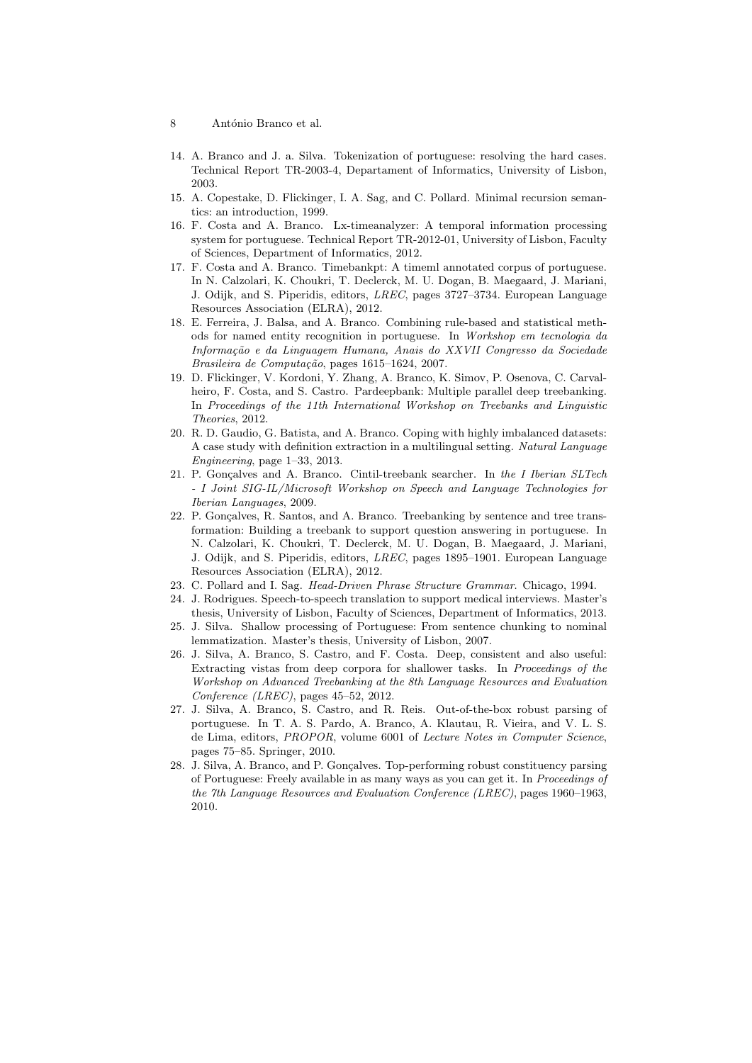14. A. Branco and J. a. Silva. Tokenization of portuguese: resolving the hard cases. Technical Report TR-2003-4, Departament of Informatics, University of Lisbon, 2003.
15. A. Copestake, D. Flickinger, I. A. Sag, and C. Pollard. Minimal recursion semantics: an introduction, 1999.
16. F. Costa and A. Branco. Lx-timeanalyzer: A temporal information processing system for portuguese. Technical Report TR-2012-01, University of Lisbon, Faculty of Sciences, Department of Informatics, 2012.
17. F. Costa and A. Branco. Timebankpt: A timeml annotated corpus of portuguese. In N. Calzolari, K. Choukri, T. Declerck, M. U. Dogan, B. Maegaard, J. Mariani, J. Odijk, and S. Piperidis, editors, *LREC*, pages 3727–3734. European Language Resources Association (ELRA), 2012.
18. E. Ferreira, J. Balsa, and A. Branco. Combining rule-based and statistical methods for named entity recognition in portuguese. In *Workshop em tecnologia da Informação e da Linguagem Humana, Anais do XXVII Congresso da Sociedade Brasileira de Computação*, pages 1615–1624, 2007.
19. D. Flickinger, V. Kordoni, Y. Zhang, A. Branco, K. Simov, P. Osenova, C. Carvalheiro, F. Costa, and S. Castro. Pardeepbank: Multiple parallel deep treebanking. In *Proceedings of the 11th International Workshop on Treebanks and Linguistic Theories*, 2012.
20. R. D. Gaudio, G. Batista, and A. Branco. Coping with highly imbalanced datasets: A case study with definition extraction in a multilingual setting. *Natural Language Engineering*, page 1–33, 2013.
21. P. Gonçalves and A. Branco. Cintil-treebank searcher. In *the I Iberian SLTech - I Joint SIG-IL/Microsoft Workshop on Speech and Language Technologies for Iberian Languages*, 2009.
22. P. Gonçalves, R. Santos, and A. Branco. Treebanking by sentence and tree transformation: Building a treebank to support question answering in portuguese. In N. Calzolari, K. Choukri, T. Declerck, M. U. Dogan, B. Maegaard, J. Mariani, J. Odijk, and S. Piperidis, editors, *LREC*, pages 1895–1901. European Language Resources Association (ELRA), 2012.
23. C. Pollard and I. Sag. *Head-Driven Phrase Structure Grammar*. Chicago, 1994.
24. J. Rodrigues. Speech-to-speech translation to support medical interviews. Master's thesis, University of Lisbon, Faculty of Sciences, Department of Informatics, 2013.
25. J. Silva. Shallow processing of Portuguese: From sentence chunking to nominal lemmatization. Master's thesis, University of Lisbon, 2007.
26. J. Silva, A. Branco, S. Castro, and F. Costa. Deep, consistent and also useful: Extracting vistas from deep corpora for shallower tasks. In *Proceedings of the Workshop on Advanced Treebanking at the 8th Language Resources and Evaluation Conference (LREC)*, pages 45–52, 2012.
27. J. Silva, A. Branco, S. Castro, and R. Reis. Out-of-the-box robust parsing of portuguese. In T. A. S. Pardo, A. Branco, A. Klautau, R. Vieira, and V. L. S. de Lima, editors, *PROPOR*, volume 6001 of *Lecture Notes in Computer Science*, pages 75–85. Springer, 2010.
28. J. Silva, A. Branco, and P. Gonçalves. Top-performing robust constituency parsing of Portuguese: Freely available in as many ways as you can get it. In *Proceedings of the 7th Language Resources and Evaluation Conference (LREC)*, pages 1960–1963, 2010.